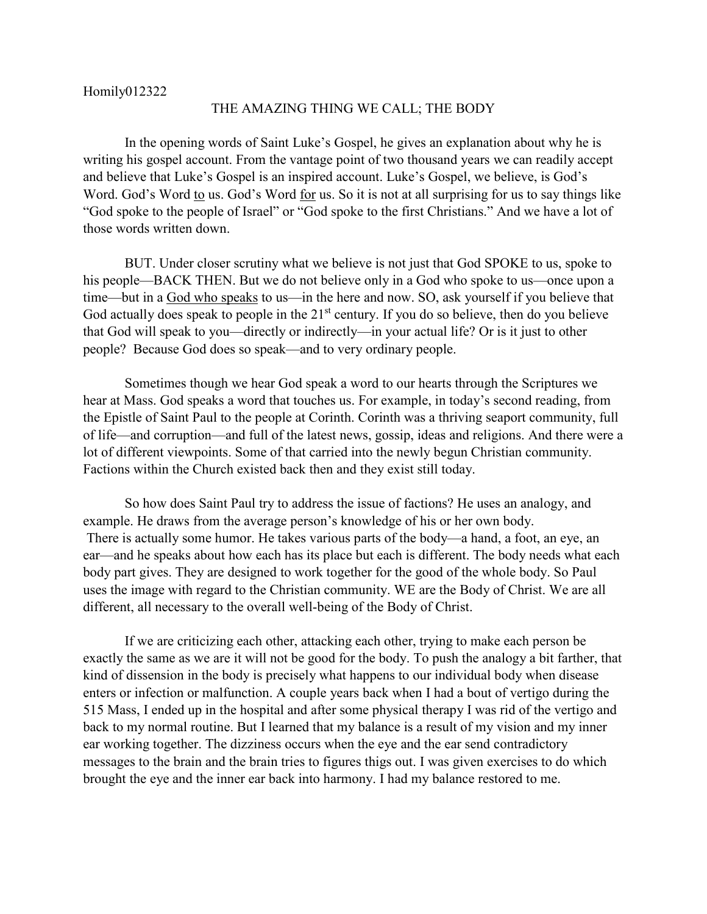Homily012322

# THE AMAZING THING WE CALL; THE BODY

In the opening words of Saint Luke's Gospel, he gives an explanation about why he is writing his gospel account. From the vantage point of two thousand years we can readily accept and believe that Luke's Gospel is an inspired account. Luke's Gospel, we believe, is God's Word. God's Word <u>to</u> us. God's Word <u>for</u> us. So it is not at all surprising for us to say things like "God spoke to the people of Israel" or "God spoke to the first Christians." And we have a lot of those words written down.

BUT. Under closer scrutiny what we believe is not just that God SPOKE to us, spoke to his people—BACK THEN. But we do not believe only in a God who spoke to us—once upon a time—but in a <u>God who speaks</u> to us—in the here and now. SO, ask yourself if you believe that God actually does speak to people in the 21st century. If you do so believe, then do you believe that God will speak to you—directly or indirectly—in your actual life? Or is it just to other people? Because God does so speak—and to very ordinary people.

Sometimes though we hear God speak a word to our hearts through the Scriptures we hear at Mass. God speaks a word that touches us. For example, in today's second reading, from the Epistle of Saint Paul to the people at Corinth. Corinth was a thriving seaport community, full of life—and corruption—and full of the latest news, gossip, ideas and religions. And there were a lot of different viewpoints. Some of that carried into the newly begun Christian community. Factions within the Church existed back then and they exist still today.

So how does Saint Paul try to address the issue of factions? He uses an analogy, and example. He draws from the average person's knowledge of his or her own body. There is actually some humor. He takes various parts of the body—a hand, a foot, an eye, an ear—and he speaks about how each has its place but each is different. The body needs what each body part gives. They are designed to work together for the good of the whole body. So Paul uses the image with regard to the Christian community. WE are the Body of Christ. We are all different, all necessary to the overall well-being of the Body of Christ.

If we are criticizing each other, attacking each other, trying to make each person be exactly the same as we are it will not be good for the body. To push the analogy a bit farther, that kind of dissension in the body is precisely what happens to our individual body when disease enters or infection or malfunction. A couple years back when I had a bout of vertigo during the 515 Mass, I ended up in the hospital and after some physical therapy I was rid of the vertigo and back to my normal routine. But I learned that my balance is a result of my vision and my inner ear working together. The dizziness occurs when the eye and the ear send contradictory messages to the brain and the brain tries to figures thigs out. I was given exercises to do which brought the eye and the inner ear back into harmony. I had my balance restored to me.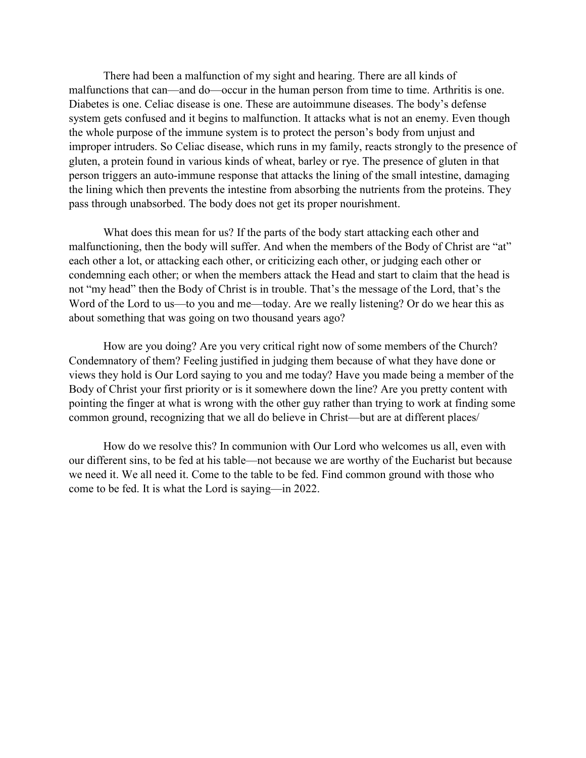There had been a malfunction of my sight and hearing. There are all kinds of malfunctions that can—and do—occur in the human person from time to time. Arthritis is one. Diabetes is one. Celiac disease is one. These are autoimmune diseases. The body's defense system gets confused and it begins to malfunction. It attacks what is not an enemy. Even though the whole purpose of the immune system is to protect the person's body from unjust and improper intruders. So Celiac disease, which runs in my family, reacts strongly to the presence of gluten, a protein found in various kinds of wheat, barley or rye. The presence of gluten in that person triggers an auto-immune response that attacks the lining of the small intestine, damaging the lining which then prevents the intestine from absorbing the nutrients from the proteins. They pass through unabsorbed. The body does not get its proper nourishment.

What does this mean for us? If the parts of the body start attacking each other and malfunctioning, then the body will suffer. And when the members of the Body of Christ are "at" each other a lot, or attacking each other, or criticizing each other, or judging each other or condemning each other; or when the members attack the Head and start to claim that the head is not "my head" then the Body of Christ is in trouble. That's the message of the Lord, that's the Word of the Lord to us—to you and me—today. Are we really listening? Or do we hear this as about something that was going on two thousand years ago?

How are you doing? Are you very critical right now of some members of the Church? Condemnatory of them? Feeling justified in judging them because of what they have done or views they hold is Our Lord saying to you and me today? Have you made being a member of the Body of Christ your first priority or is it somewhere down the line? Are you pretty content with pointing the finger at what is wrong with the other guy rather than trying to work at finding some common ground, recognizing that we all do believe in Christ—but are at different places/

How do we resolve this? In communion with Our Lord who welcomes us all, even with our different sins, to be fed at his table—not because we are worthy of the Eucharist but because we need it. We all need it. Come to the table to be fed. Find common ground with those who come to be fed. It is what the Lord is saying—in 2022.